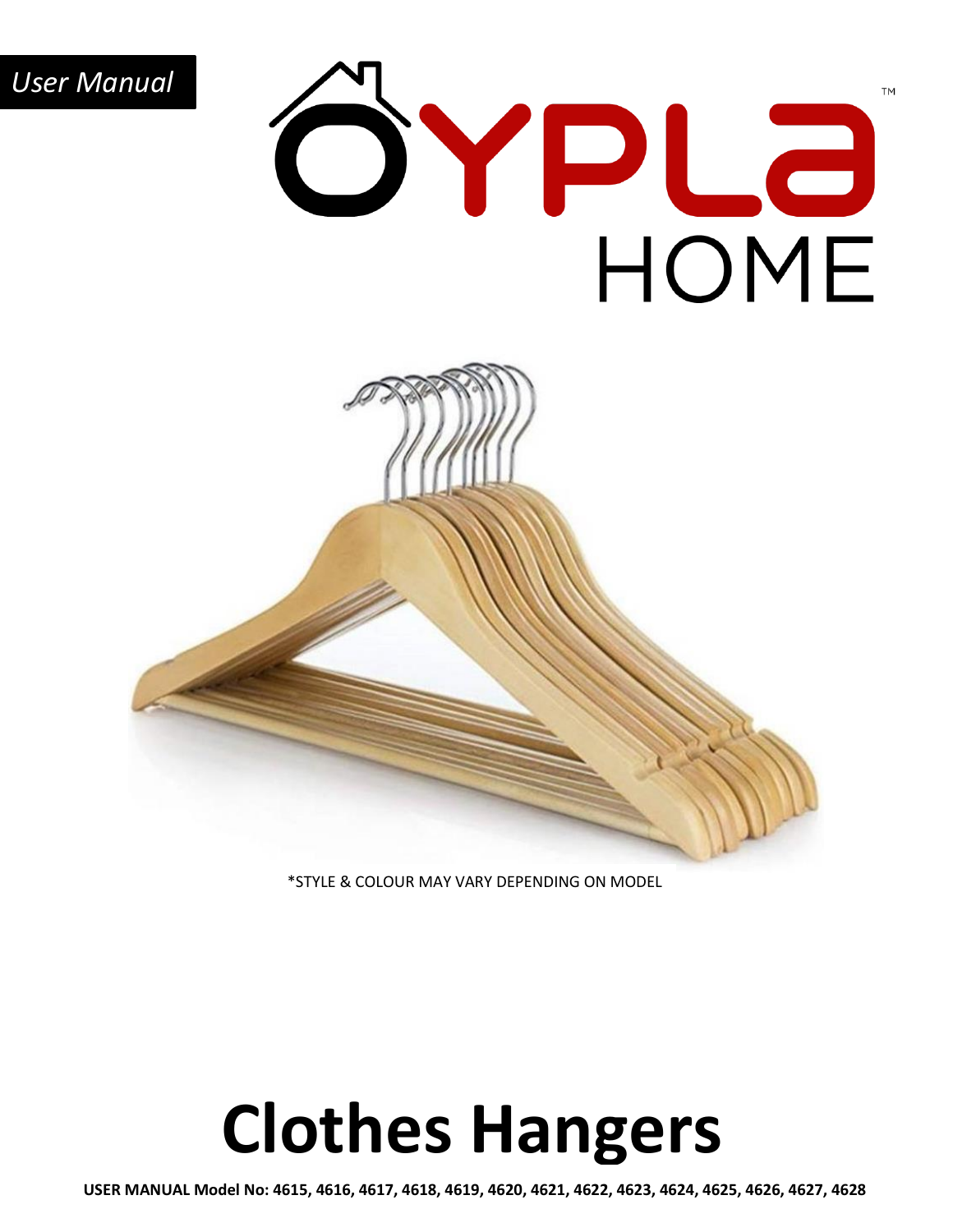*User Manual*

OYPLA™ HOME

*STYLE & COLOUR MAY VARY DEPENDING ON MODEL

# Clothes Hangers

**USER MANUAL Model No: 4615, 4616, 4617, 4618, 4619, 4620, 4621, 4622, 4623, 4624, 4625, 4626, 4627, 4628**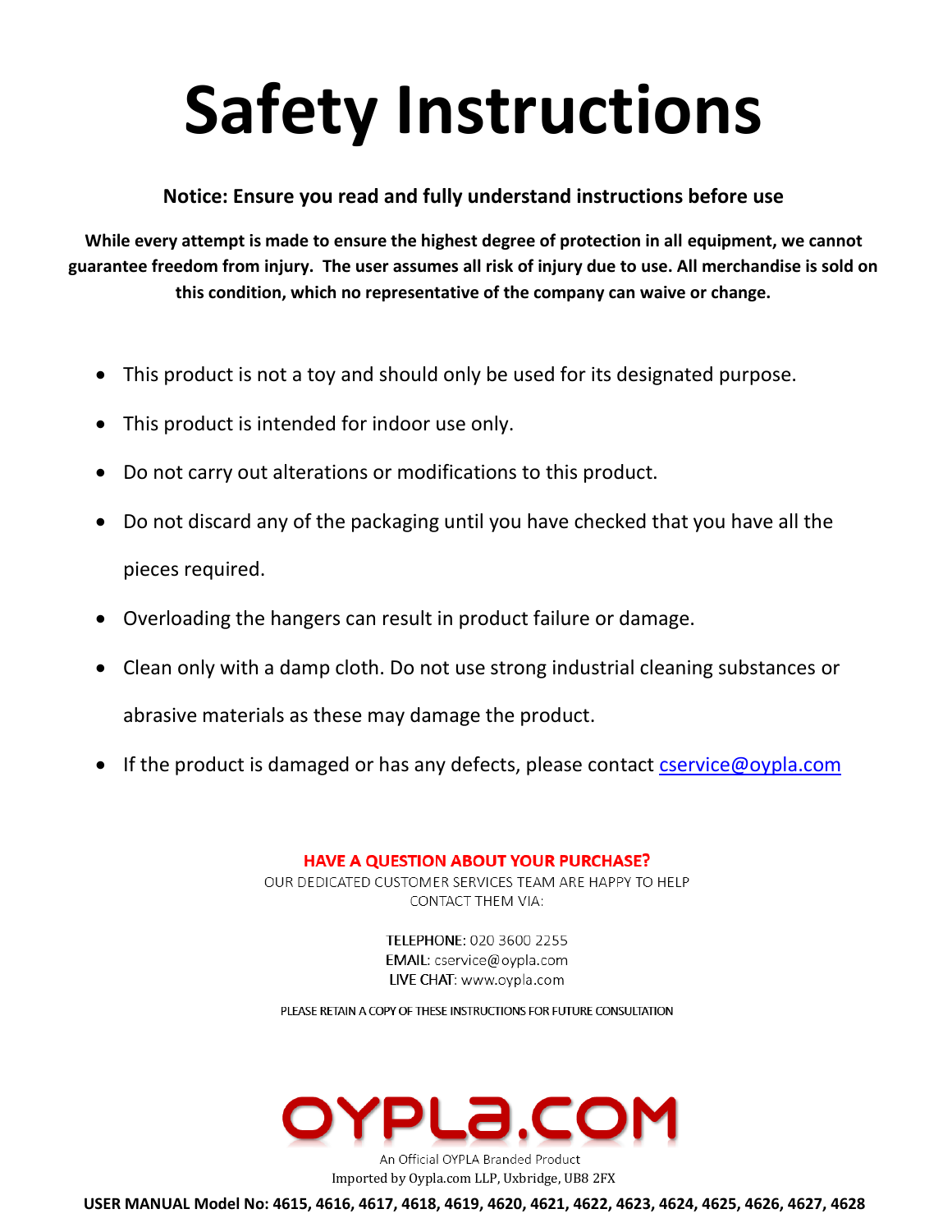# Safety Instructions

**Notice: Ensure you read and fully understand instructions before use**

**While every attempt is made to ensure the highest degree of protection in all equipment, we cannot guarantee freedom from injury. The user assumes all risk of injury due to use. All merchandise is sold on this condition, which no representative of the company can waive or change.**

- This product is not a toy and should only be used for its designated purpose.
- This product is intended for indoor use only.
- Do not carry out alterations or modifications to this product.
- Do not discard any of the packaging until you have checked that you have all the pieces required.
- Overloading the hangers can result in product failure or damage.
- Clean only with a damp cloth. Do not use strong industrial cleaning substances or abrasive materials as these may damage the product.
- If the product is damaged or has any defects, please contact cservice@oypla.com

**HAVE A QUESTION ABOUT YOUR PURCHASE?**

OUR DEDICATED CUSTOMER SERVICES TEAM ARE HAPPY TO HELP
CONTACT THEM VIA:

TELEPHONE: 020 3600 2255
EMAIL: cservice@oypla.com
LIVE CHAT: www.oypla.com

PLEASE RETAIN A COPY OF THESE INSTRUCTIONS FOR FUTURE CONSULTATION

OYPLA.COM

An Official OYPLA Branded Product
Imported by Oypla.com LLP, Uxbridge, UB8 2FX

**USER MANUAL Model No: 4615, 4616, 4617, 4618, 4619, 4620, 4621, 4622, 4623, 4624, 4625, 4626, 4627, 4628**